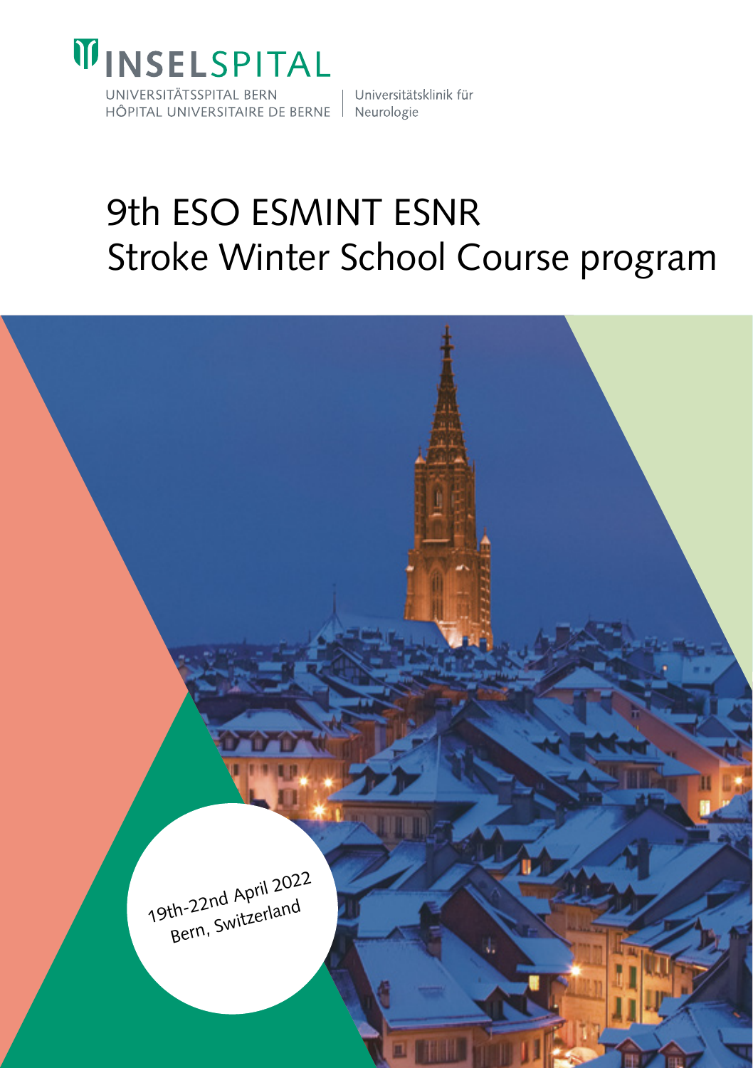INSELSPITAL

UNIVERSITÄTSSPITAL BERN
HÔPITAL UNIVERSITAIRE DE BERNE

Universitätsklinik für Neurologie

# 9th ESO ESMINT ESNR Stroke Winter School Course program

19th-22nd April 2022
Bern, Switzerland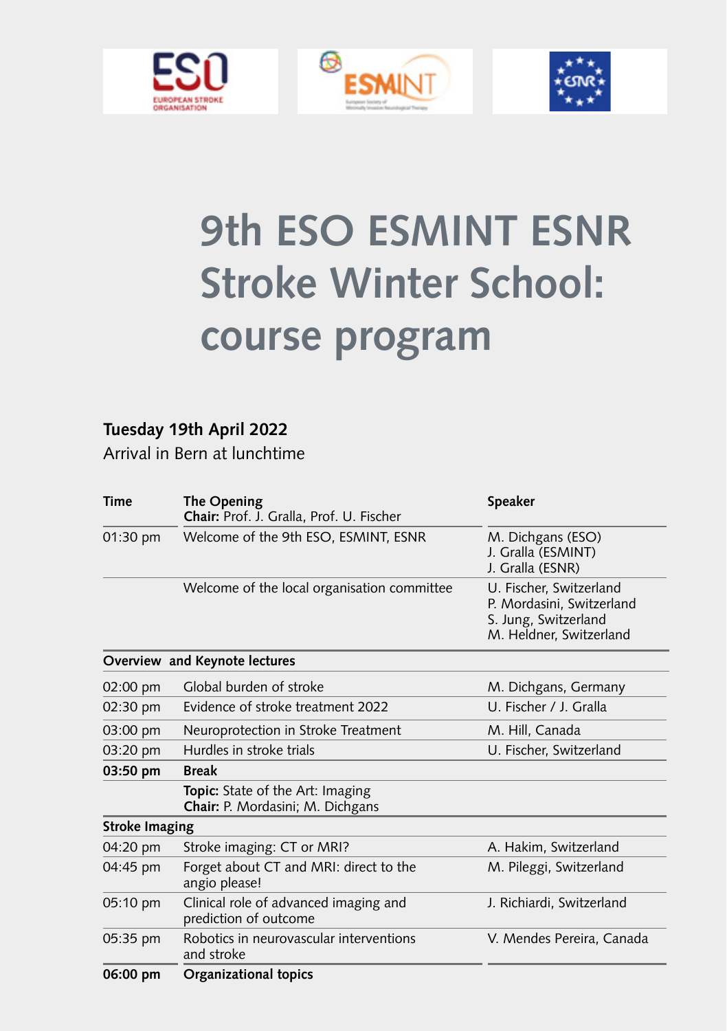# 9th ESO ESMINT ESNR Stroke Winter School: course program

**Tuesday 19th April 2022**

Arrival in Bern at lunchtime

| Time | The Opening<br>**Chair:** Prof. J. Gralla, Prof. U. Fischer | Speaker |
|---|---|---|
| 01:30 pm | Welcome of the 9th ESO, ESMINT, ESNR | M. Dichgans (ESO)<br>J. Gralla (ESMINT)<br>J. Gralla (ESNR) |
| | Welcome of the local organisation committee | U. Fischer, Switzerland<br>P. Mordasini, Switzerland<br>S. Jung, Switzerland<br>M. Heldner, Switzerland |
| **Overview and Keynote lectures** | | |
| 02:00 pm | Global burden of stroke | M. Dichgans, Germany |
| 02:30 pm | Evidence of stroke treatment 2022 | U. Fischer / J. Gralla |
| 03:00 pm | Neuroprotection in Stroke Treatment | M. Hill, Canada |
| 03:20 pm | Hurdles in stroke trials | U. Fischer, Switzerland |
| **03:50 pm** | **Break** | |
| | **Topic:** State of the Art: Imaging<br>**Chair:** P. Mordasini; M. Dichgans | |
| **Stroke Imaging** | | |
| 04:20 pm | Stroke imaging: CT or MRI? | A. Hakim, Switzerland |
| 04:45 pm | Forget about CT and MRI: direct to the angio please! | M. Pileggi, Switzerland |
| 05:10 pm | Clinical role of advanced imaging and prediction of outcome | J. Richiardi, Switzerland |
| 05:35 pm | Robotics in neurovascular interventions and stroke | V. Mendes Pereira, Canada |
| **06:00 pm** | **Organizational topics** | |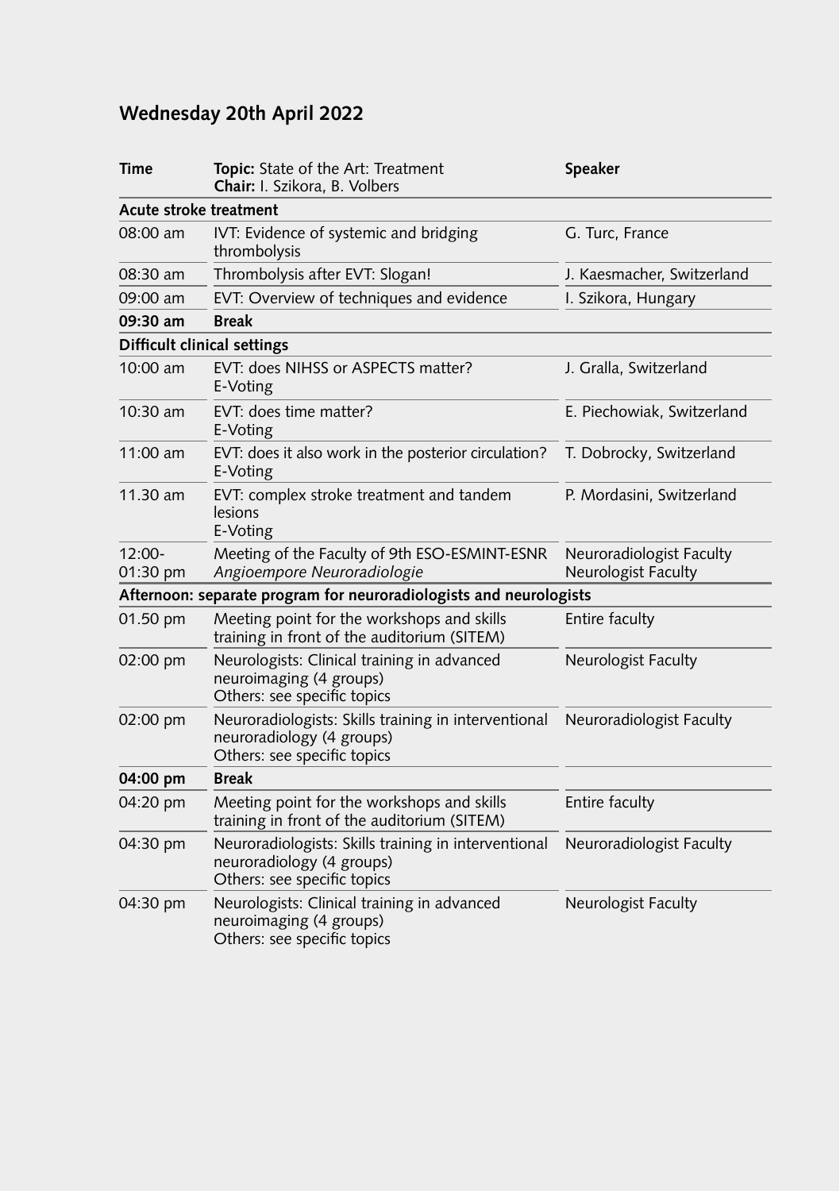## Wednesday 20th April 2022

| Time | **Topic:** State of the Art: Treatment<br>**Chair:** I. Szikora, B. Volbers | Speaker |
|---|---|---|
| **Acute stroke treatment** | | |
| 08:00 am | IVT: Evidence of systemic and bridging thrombolysis | G. Turc, France |
| 08:30 am | Thrombolysis after EVT: Slogan! | J. Kaesmacher, Switzerland |
| 09:00 am | EVT: Overview of techniques and evidence | I. Szikora, Hungary |
| **09:30 am** | **Break** | |
| **Difficult clinical settings** | | |
| 10:00 am | EVT: does NIHSS or ASPECTS matter?<br>E-Voting | J. Gralla, Switzerland |
| 10:30 am | EVT: does time matter?<br>E-Voting | E. Piechowiak, Switzerland |
| 11:00 am | EVT: does it also work in the posterior circulation?<br>E-Voting | T. Dobrocky, Switzerland |
| 11.30 am | EVT: complex stroke treatment and tandem lesions<br>E-Voting | P. Mordasini, Switzerland |
| 12:00-01:30 pm | Meeting of the Faculty of 9th ESO-ESMINT-ESNR<br>*Angioempore Neuroradiologie* | Neuroradiologist Faculty<br>Neurologist Faculty |
| **Afternoon: separate program for neuroradiologists and neurologists** | | |
| 01.50 pm | Meeting point for the workshops and skills training in front of the auditorium (SITEM) | Entire faculty |
| 02:00 pm | Neurologists: Clinical training in advanced neuroimaging (4 groups)<br>Others: see specific topics | Neurologist Faculty |
| 02:00 pm | Neuroradiologists: Skills training in interventional neuroradiology (4 groups)<br>Others: see specific topics | Neuroradiologist Faculty |
| **04:00 pm** | **Break** | |
| 04:20 pm | Meeting point for the workshops and skills training in front of the auditorium (SITEM) | Entire faculty |
| 04:30 pm | Neuroradiologists: Skills training in interventional neuroradiology (4 groups)<br>Others: see specific topics | Neuroradiologist Faculty |
| 04:30 pm | Neurologists: Clinical training in advanced neuroimaging (4 groups)<br>Others: see specific topics | Neurologist Faculty |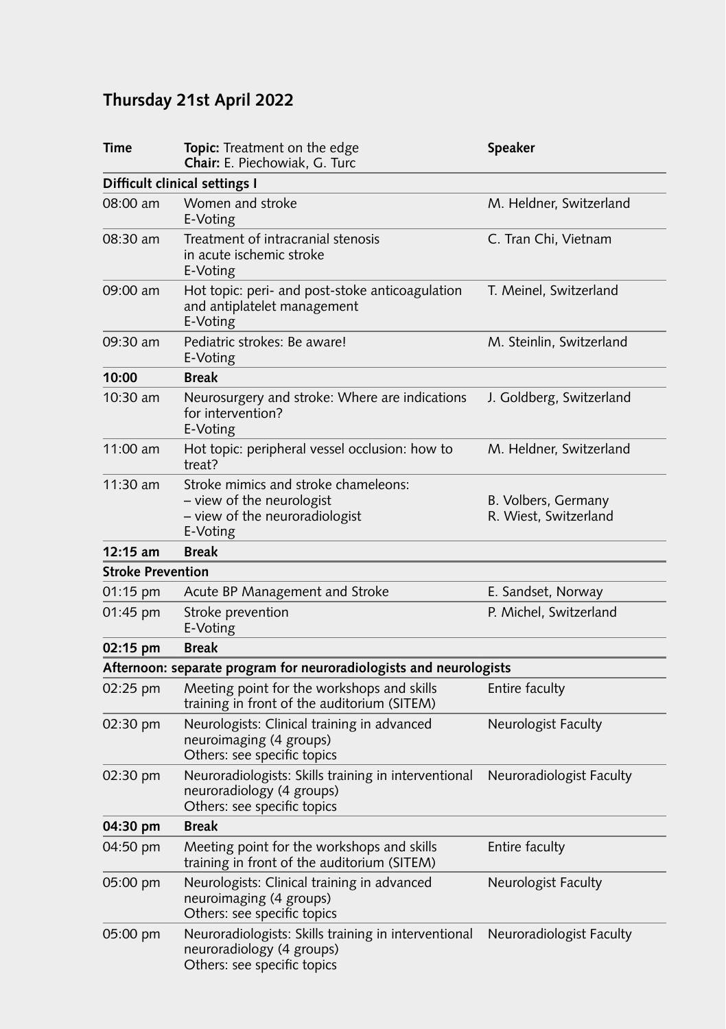## Thursday 21st April 2022

| Time | **Topic:** Treatment on the edge<br>**Chair:** E. Piechowiak, G. Turc | Speaker |
|---|---|---|
| **Difficult clinical settings I** | | |
| 08:00 am | Women and stroke<br>E-Voting | M. Heldner, Switzerland |
| 08:30 am | Treatment of intracranial stenosis in acute ischemic stroke<br>E-Voting | C. Tran Chi, Vietnam |
| 09:00 am | Hot topic: peri- and post-stroke anticoagulation and antiplatelet management<br>E-Voting | T. Meinel, Switzerland |
| 09:30 am | Pediatric strokes: Be aware!<br>E-Voting | M. Steinlin, Switzerland |
| **10:00** | **Break** | |
| 10:30 am | Neurosurgery and stroke: Where are indications for intervention?<br>E-Voting | J. Goldberg, Switzerland |
| 11:00 am | Hot topic: peripheral vessel occlusion: how to treat? | M. Heldner, Switzerland |
| 11:30 am | Stroke mimics and stroke chameleons:<br>– view of the neurologist<br>– view of the neuroradiologist<br>E-Voting | <br>B. Volbers, Germany<br>R. Wiest, Switzerland |
| **12:15 am** | **Break** | |
| **Stroke Prevention** | | |
| 01:15 pm | Acute BP Management and Stroke | E. Sandset, Norway |
| 01:45 pm | Stroke prevention<br>E-Voting | P. Michel, Switzerland |
| **02:15 pm** | **Break** | |
| **Afternoon: separate program for neuroradiologists and neurologists** | | |
| 02:25 pm | Meeting point for the workshops and skills training in front of the auditorium (SITEM) | Entire faculty |
| 02:30 pm | Neurologists: Clinical training in advanced neuroimaging (4 groups)<br>Others: see specific topics | Neurologist Faculty |
| 02:30 pm | Neuroradiologists: Skills training in interventional neuroradiology (4 groups)<br>Others: see specific topics | Neuroradiologist Faculty |
| **04:30 pm** | **Break** | |
| 04:50 pm | Meeting point for the workshops and skills training in front of the auditorium (SITEM) | Entire faculty |
| 05:00 pm | Neurologists: Clinical training in advanced neuroimaging (4 groups)<br>Others: see specific topics | Neurologist Faculty |
| 05:00 pm | Neuroradiologists: Skills training in interventional neuroradiology (4 groups)<br>Others: see specific topics | Neuroradiologist Faculty |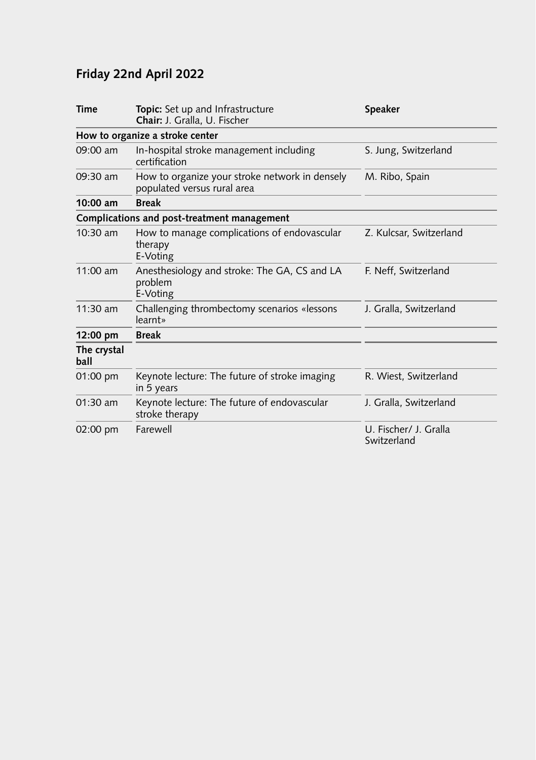## Friday 22nd April 2022

| Time | **Topic:** Set up and Infrastructure<br>**Chair:** J. Gralla, U. Fischer | Speaker |
|---|---|---|
| **How to organize a stroke center** | | |
| 09:00 am | In-hospital stroke management including certification | S. Jung, Switzerland |
| 09:30 am | How to organize your stroke network in densely populated versus rural area | M. Ribo, Spain |
| **10:00 am** | **Break** | |
| **Complications and post-treatment management** | | |
| 10:30 am | How to manage complications of endovascular therapy<br>E-Voting | Z. Kulcsar, Switzerland |
| 11:00 am | Anesthesiology and stroke: The GA, CS and LA problem<br>E-Voting | F. Neff, Switzerland |
| 11:30 am | Challenging thrombectomy scenarios «lessons learnt» | J. Gralla, Switzerland |
| **12:00 pm** | **Break** | |
| **The crystal ball** | | |
| 01:00 pm | Keynote lecture: The future of stroke imaging in 5 years | R. Wiest, Switzerland |
| 01:30 am | Keynote lecture: The future of endovascular stroke therapy | J. Gralla, Switzerland |
| 02:00 pm | Farewell | U. Fischer/ J. Gralla Switzerland |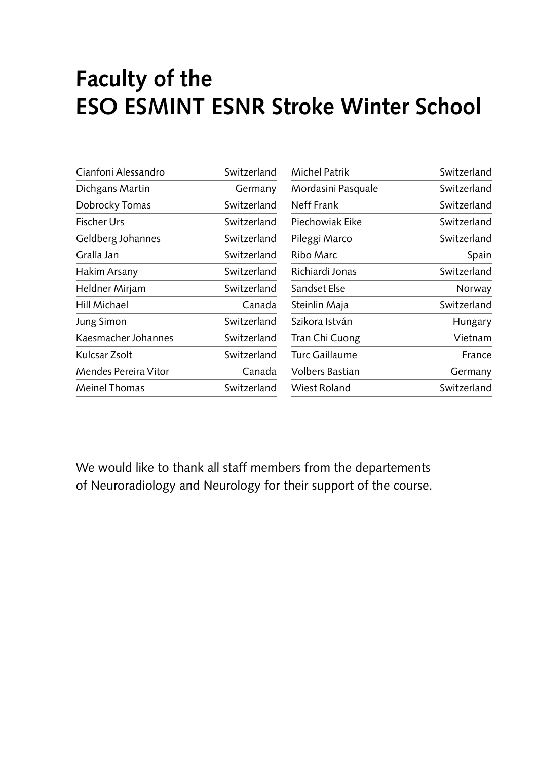# Faculty of the ESO ESMINT ESNR Stroke Winter School

| | |
|---|---|
| Cianfoni Alessandro | Switzerland |
| Dichgans Martin | Germany |
| Dobrocky Tomas | Switzerland |
| Fischer Urs | Switzerland |
| Geldberg Johannes | Switzerland |
| Gralla Jan | Switzerland |
| Hakim Arsany | Switzerland |
| Heldner Mirjam | Switzerland |
| Hill Michael | Canada |
| Jung Simon | Switzerland |
| Kaesmacher Johannes | Switzerland |
| Kulcsar Zsolt | Switzerland |
| Mendes Pereira Vitor | Canada |
| Meinel Thomas | Switzerland |
| Michel Patrik | Switzerland |
| Mordasini Pasquale | Switzerland |
| Neff Frank | Switzerland |
| Piechowiak Eike | Switzerland |
| Pileggi Marco | Switzerland |
| Ribo Marc | Spain |
| Richiardi Jonas | Switzerland |
| Sandset Else | Norway |
| Steinlin Maja | Switzerland |
| Szikora István | Hungary |
| Tran Chi Cuong | Vietnam |
| Turc Gaillaume | France |
| Volbers Bastian | Germany |
| Wiest Roland | Switzerland |

We would like to thank all staff members from the departements of Neuroradiology and Neurology for their support of the course.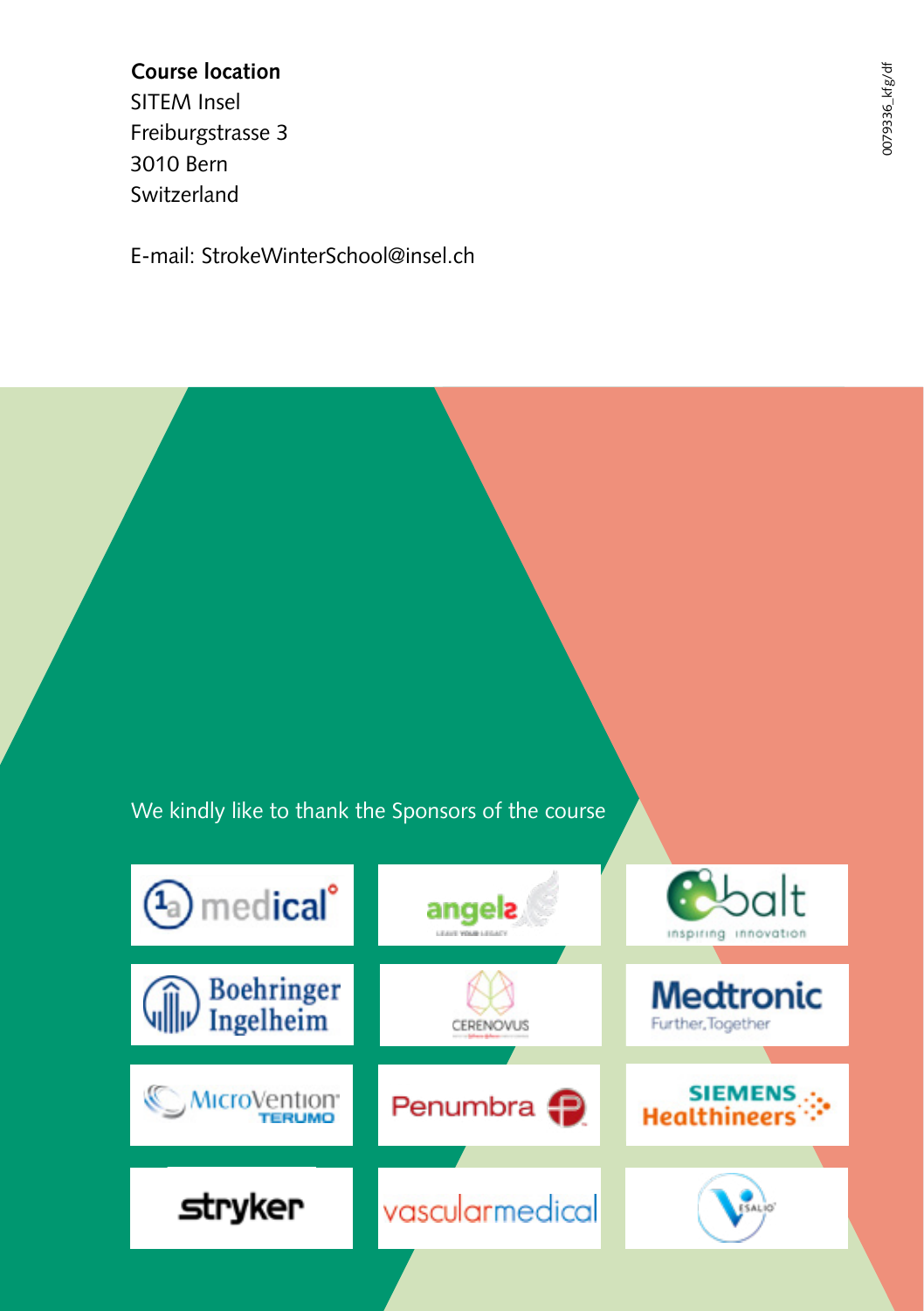**Course location**
SITEM Insel
Freiburgstrasse 3
3010 Bern
Switzerland

E-mail: StrokeWinterSchool@insel.ch

0079336_kfg/df

We kindly like to thank the Sponsors of the course